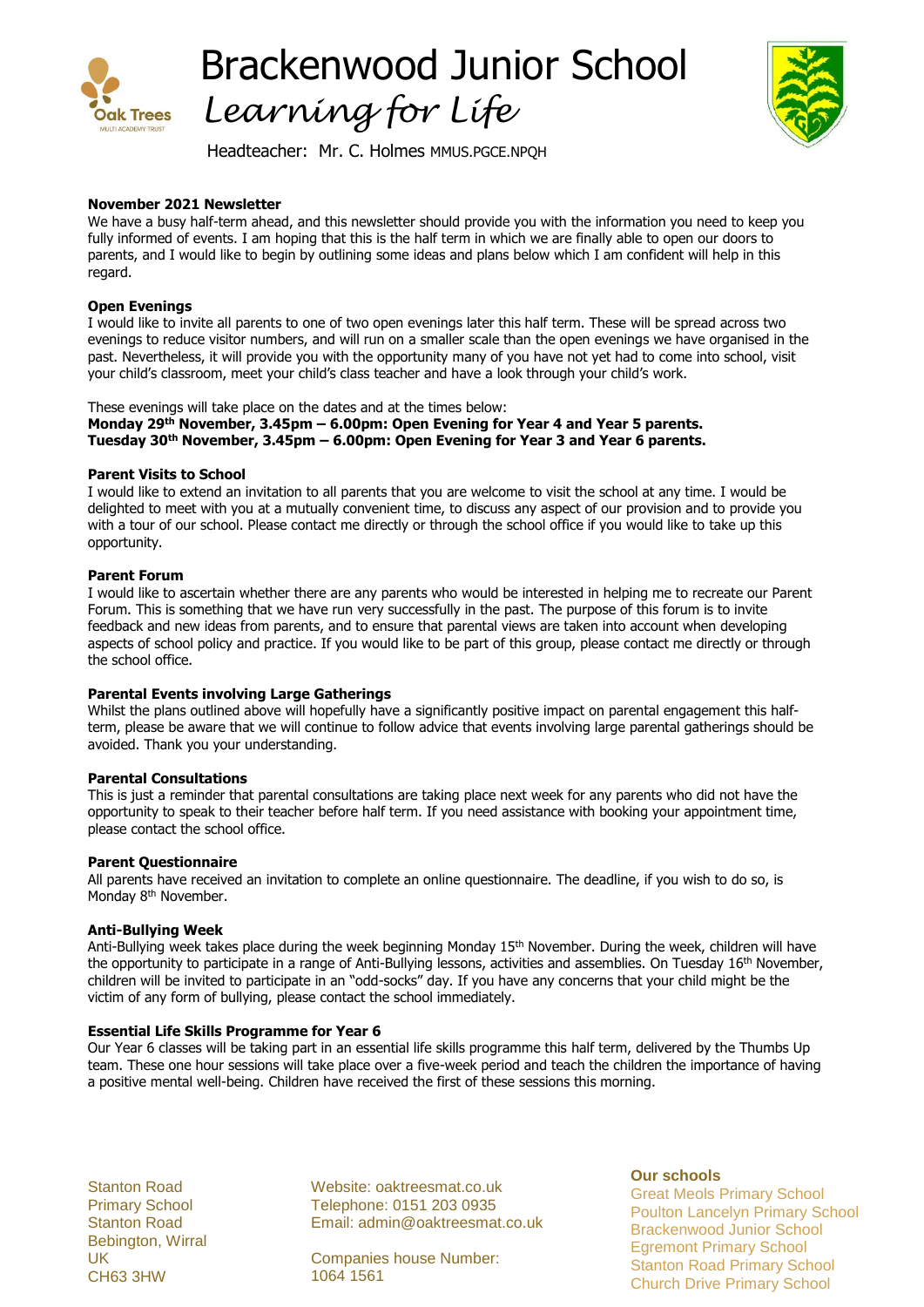# Brackenwood Junior School

*Learning for Life*

Headteacher: Mr. C. Holmes MMUS.PGCE.NPQH

**November 2021 Newsletter**

We have a busy half-term ahead, and this newsletter should provide you with the information you need to keep you fully informed of events. I am hoping that this is the half term in which we are finally able to open our doors to parents, and I would like to begin by outlining some ideas and plans below which I am confident will help in this regard.

**Open Evenings**

I would like to invite all parents to one of two open evenings later this half term. These will be spread across two evenings to reduce visitor numbers, and will run on a smaller scale than the open evenings we have organised in the past. Nevertheless, it will provide you with the opportunity many of you have not yet had to come into school, visit your child's classroom, meet your child's class teacher and have a look through your child's work.

These evenings will take place on the dates and at the times below:
**Monday 29th November, 3.45pm – 6.00pm: Open Evening for Year 4 and Year 5 parents.**
**Tuesday 30th November, 3.45pm – 6.00pm: Open Evening for Year 3 and Year 6 parents.**

**Parent Visits to School**

I would like to extend an invitation to all parents that you are welcome to visit the school at any time. I would be delighted to meet with you at a mutually convenient time, to discuss any aspect of our provision and to provide you with a tour of our school. Please contact me directly or through the school office if you would like to take up this opportunity.

**Parent Forum**

I would like to ascertain whether there are any parents who would be interested in helping me to recreate our Parent Forum. This is something that we have run very successfully in the past. The purpose of this forum is to invite feedback and new ideas from parents, and to ensure that parental views are taken into account when developing aspects of school policy and practice. If you would like to be part of this group, please contact me directly or through the school office.

**Parental Events involving Large Gatherings**

Whilst the plans outlined above will hopefully have a significantly positive impact on parental engagement this half-term, please be aware that we will continue to follow advice that events involving large parental gatherings should be avoided. Thank you your understanding.

**Parental Consultations**

This is just a reminder that parental consultations are taking place next week for any parents who did not have the opportunity to speak to their teacher before half term. If you need assistance with booking your appointment time, please contact the school office.

**Parent Questionnaire**

All parents have received an invitation to complete an online questionnaire. The deadline, if you wish to do so, is Monday 8th November.

**Anti-Bullying Week**

Anti-Bullying week takes place during the week beginning Monday 15th November. During the week, children will have the opportunity to participate in a range of Anti-Bullying lessons, activities and assemblies. On Tuesday 16th November, children will be invited to participate in an "odd-socks" day. If you have any concerns that your child might be the victim of any form of bullying, please contact the school immediately.

**Essential Life Skills Programme for Year 6**

Our Year 6 classes will be taking part in an essential life skills programme this half term, delivered by the Thumbs Up team. These one hour sessions will take place over a five-week period and teach the children the importance of having a positive mental well-being. Children have received the first of these sessions this morning.

Stanton Road Primary School
Stanton Road
Bebington, Wirral
UK
CH63 3HW

Website: oaktreesmat.co.uk
Telephone: 0151 203 0935
Email: admin@oaktreesmat.co.uk

Companies house Number: 1064 1561

**Our schools**
Great Meols Primary School
Poulton Lancelyn Primary School
Brackenwood Junior School
Egremont Primary School
Stanton Road Primary School
Church Drive Primary School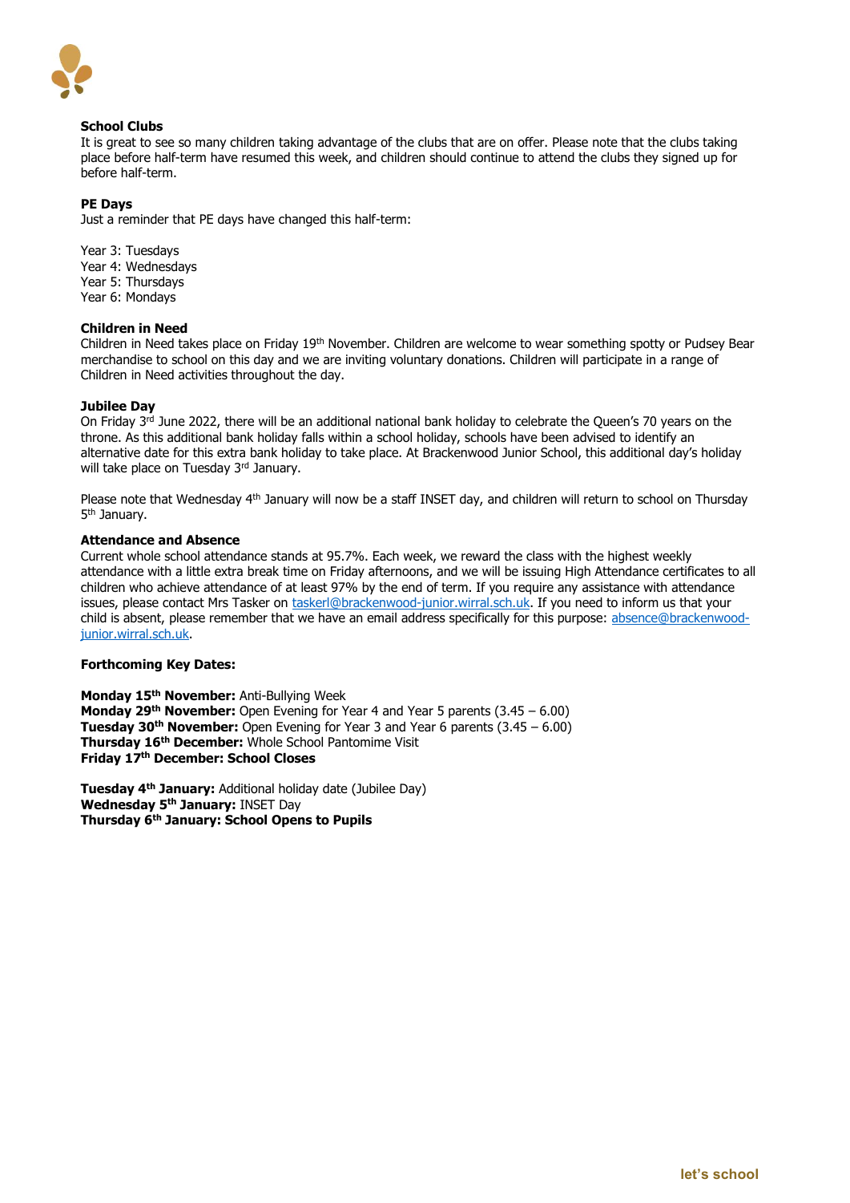**School Clubs**
It is great to see so many children taking advantage of the clubs that are on offer. Please note that the clubs taking place before half-term have resumed this week, and children should continue to attend the clubs they signed up for before half-term.

**PE Days**
Just a reminder that PE days have changed this half-term:

Year 3: Tuesdays
Year 4: Wednesdays
Year 5: Thursdays
Year 6: Mondays

**Children in Need**
Children in Need takes place on Friday 19th November. Children are welcome to wear something spotty or Pudsey Bear merchandise to school on this day and we are inviting voluntary donations. Children will participate in a range of Children in Need activities throughout the day.

**Jubilee Day**
On Friday 3rd June 2022, there will be an additional national bank holiday to celebrate the Queen's 70 years on the throne. As this additional bank holiday falls within a school holiday, schools have been advised to identify an alternative date for this extra bank holiday to take place. At Brackenwood Junior School, this additional day's holiday will take place on Tuesday 3rd January.

Please note that Wednesday 4th January will now be a staff INSET day, and children will return to school on Thursday 5th January.

**Attendance and Absence**
Current whole school attendance stands at 95.7%. Each week, we reward the class with the highest weekly attendance with a little extra break time on Friday afternoons, and we will be issuing High Attendance certificates to all children who achieve attendance of at least 97% by the end of term. If you require any assistance with attendance issues, please contact Mrs Tasker on taskerl@brackenwood-junior.wirral.sch.uk. If you need to inform us that your child is absent, please remember that we have an email address specifically for this purpose: absence@brackenwood-junior.wirral.sch.uk.

**Forthcoming Key Dates:**

**Monday 15th November:** Anti-Bullying Week
**Monday 29th November:** Open Evening for Year 4 and Year 5 parents (3.45 – 6.00)
**Tuesday 30th November:** Open Evening for Year 3 and Year 6 parents (3.45 – 6.00)
**Thursday 16th December:** Whole School Pantomime Visit
**Friday 17th December: School Closes**

**Tuesday 4th January:** Additional holiday date (Jubilee Day)
**Wednesday 5th January:** INSET Day
**Thursday 6th January: School Opens to Pupils**